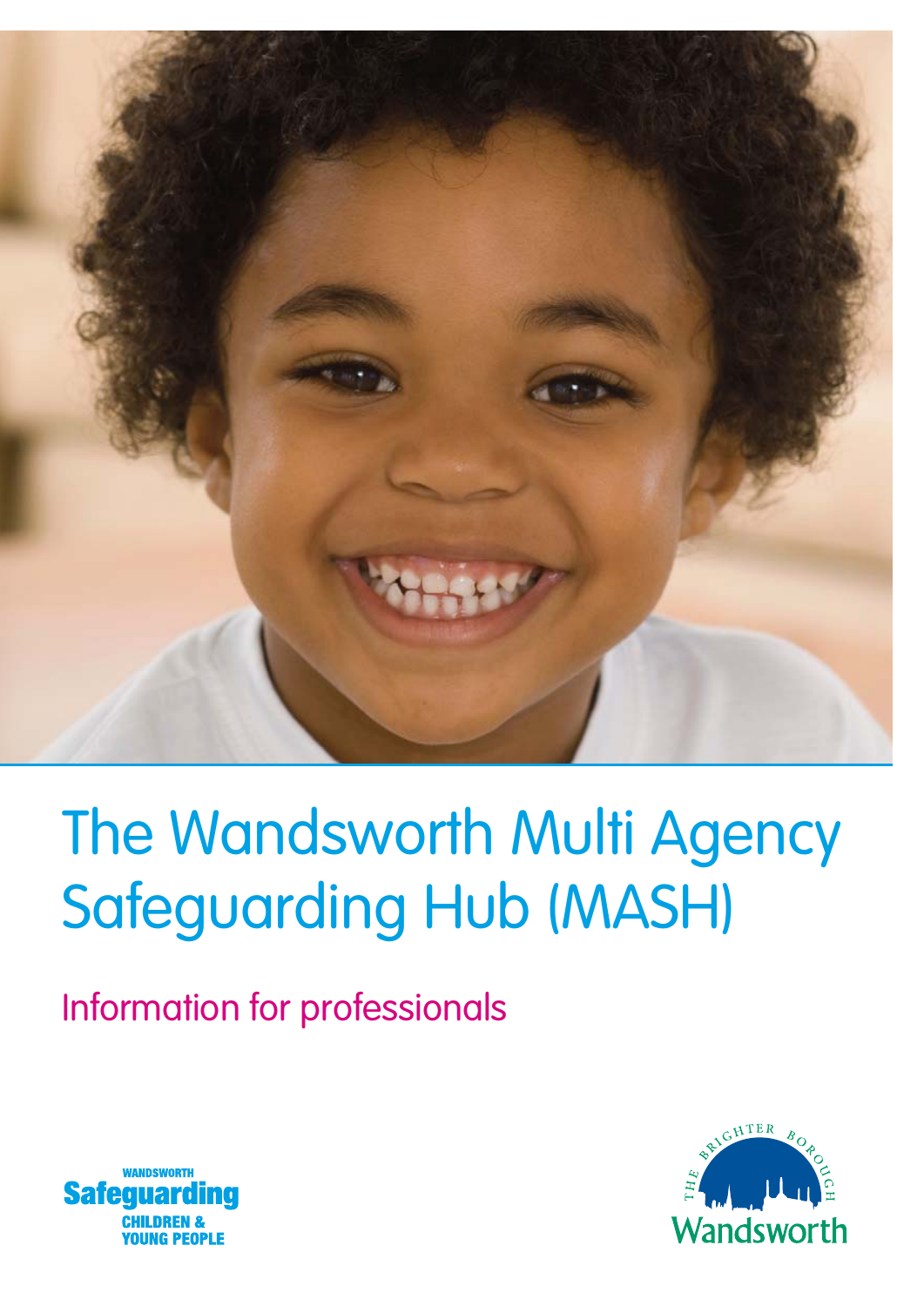# The Wandsworth Multi Agency Safeguarding Hub (MASH)

## Information for professionals

WANDSWORTH
Safeguarding
CHILDREN & YOUNG PEOPLE

THE BRIGHTER BOROUGH
Wandsworth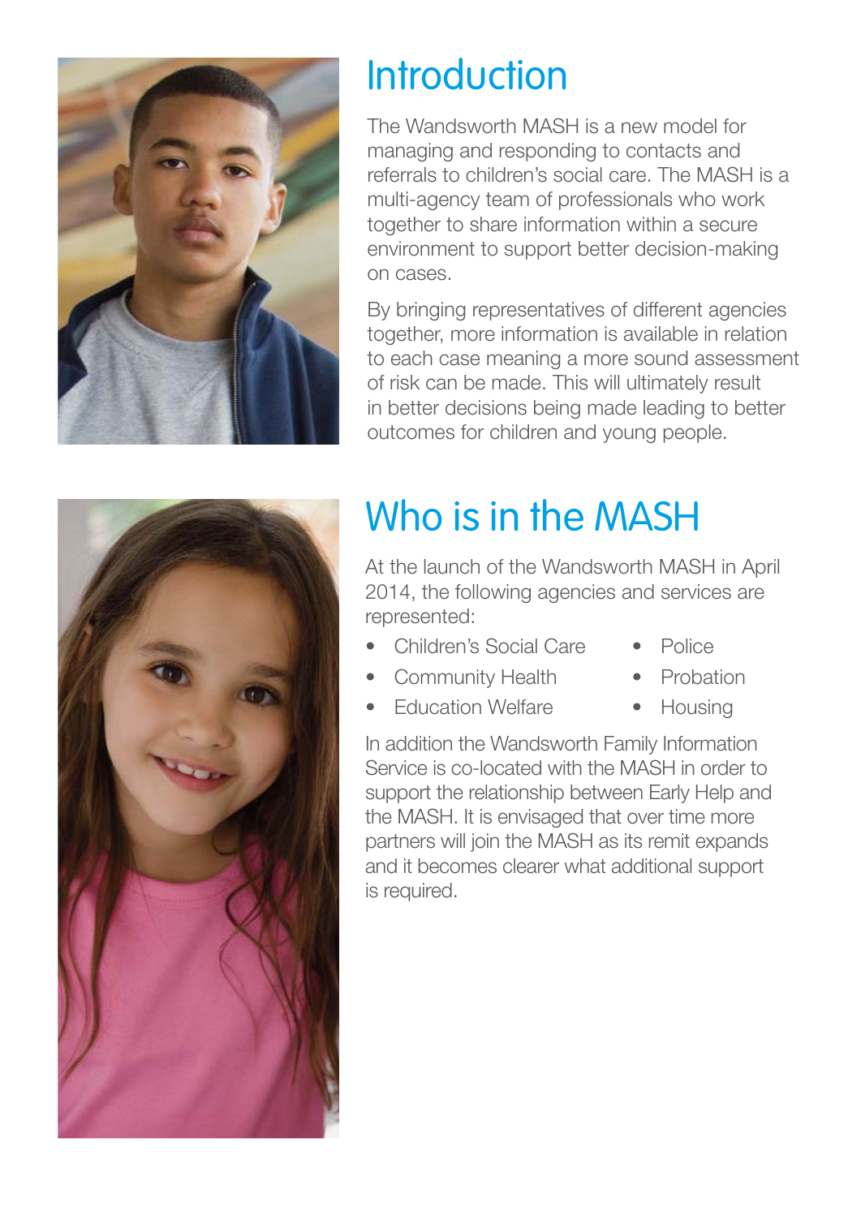# Introduction

The Wandsworth MASH is a new model for managing and responding to contacts and referrals to children's social care. The MASH is a multi-agency team of professionals who work together to share information within a secure environment to support better decision-making on cases.

By bringing representatives of different agencies together, more information is available in relation to each case meaning a more sound assessment of risk can be made. This will ultimately result in better decisions being made leading to better outcomes for children and young people.

# Who is in the MASH

At the launch of the Wandsworth MASH in April 2014, the following agencies and services are represented:

- Children's Social Care
- Community Health
- Education Welfare
- Police
- Probation
- Housing

In addition the Wandsworth Family Information Service is co-located with the MASH in order to support the relationship between Early Help and the MASH. It is envisaged that over time more partners will join the MASH as its remit expands and it becomes clearer what additional support is required.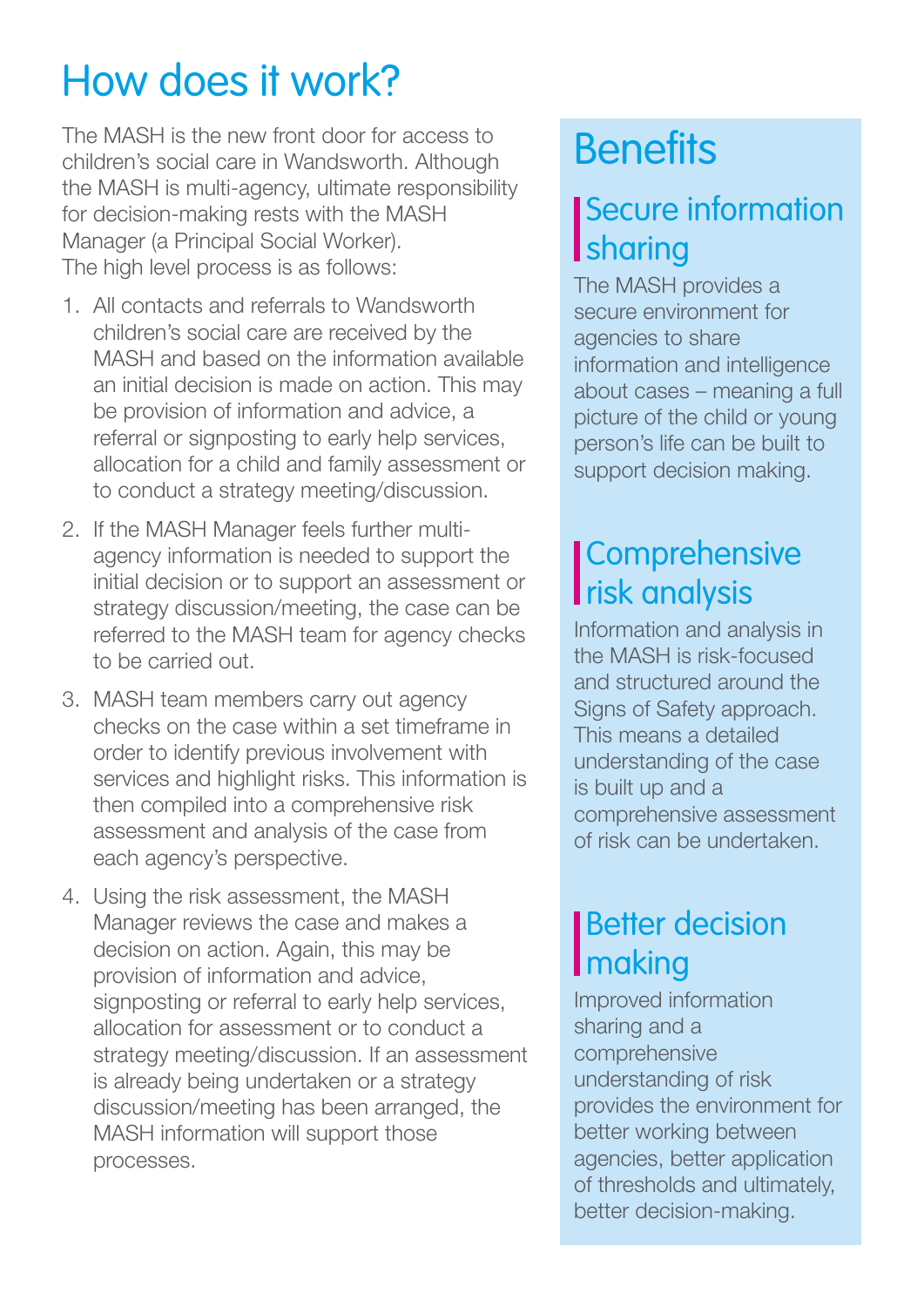# How does it work?

The MASH is the new front door for access to children's social care in Wandsworth. Although the MASH is multi-agency, ultimate responsibility for decision-making rests with the MASH Manager (a Principal Social Worker).
The high level process is as follows:

1. All contacts and referrals to Wandsworth children's social care are received by the MASH and based on the information available an initial decision is made on action. This may be provision of information and advice, a referral or signposting to early help services, allocation for a child and family assessment or to conduct a strategy meeting/discussion.
2. If the MASH Manager feels further multi-agency information is needed to support the initial decision or to support an assessment or strategy discussion/meeting, the case can be referred to the MASH team for agency checks to be carried out.
3. MASH team members carry out agency checks on the case within a set timeframe in order to identify previous involvement with services and highlight risks. This information is then compiled into a comprehensive risk assessment and analysis of the case from each agency's perspective.
4. Using the risk assessment, the MASH Manager reviews the case and makes a decision on action. Again, this may be provision of information and advice, signposting or referral to early help services, allocation for assessment or to conduct a strategy meeting/discussion. If an assessment is already being undertaken or a strategy discussion/meeting has been arranged, the MASH information will support those processes.

# Benefits

## Secure information sharing

The MASH provides a secure environment for agencies to share information and intelligence about cases – meaning a full picture of the child or young person's life can be built to support decision making.

## Comprehensive risk analysis

Information and analysis in the MASH is risk-focused and structured around the Signs of Safety approach. This means a detailed understanding of the case is built up and a comprehensive assessment of risk can be undertaken.

## Better decision making

Improved information sharing and a comprehensive understanding of risk provides the environment for better working between agencies, better application of thresholds and ultimately, better decision-making.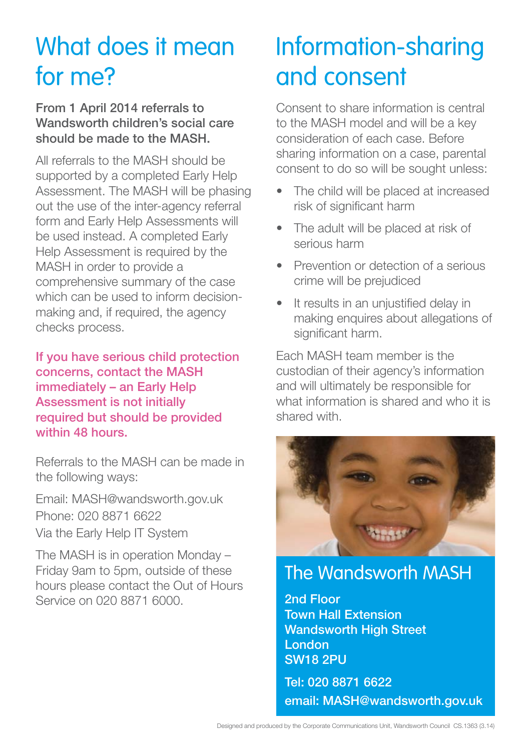# What does it mean for me?

**From 1 April 2014 referrals to Wandsworth children's social care should be made to the MASH.**

All referrals to the MASH should be supported by a completed Early Help Assessment. The MASH will be phasing out the use of the inter-agency referral form and Early Help Assessments will be used instead. A completed Early Help Assessment is required by the MASH in order to provide a comprehensive summary of the case which can be used to inform decision-making and, if required, the agency checks process.

**If you have serious child protection concerns, contact the MASH immediately – an Early Help Assessment is not initially required but should be provided within 48 hours.**

Referrals to the MASH can be made in the following ways:

Email: MASH@wandsworth.gov.uk
Phone: 020 8871 6622
Via the Early Help IT System

The MASH is in operation Monday – Friday 9am to 5pm, outside of these hours please contact the Out of Hours Service on 020 8871 6000.

# Information-sharing and consent

Consent to share information is central to the MASH model and will be a key consideration of each case. Before sharing information on a case, parental consent to do so will be sought unless:

- The child will be placed at increased risk of significant harm
- The adult will be placed at risk of serious harm
- Prevention or detection of a serious crime will be prejudiced
- It results in an unjustified delay in making enquires about allegations of significant harm.

Each MASH team member is the custodian of their agency's information and will ultimately be responsible for what information is shared and who it is shared with.

## The Wandsworth MASH

**2nd Floor**
**Town Hall Extension**
**Wandsworth High Street**
**London**
**SW18 2PU**

**Tel: 020 8871 6622**
**email: MASH@wandsworth.gov.uk**

Designed and produced by the Corporate Communications Unit, Wandsworth Council CS.1363 (3.14)